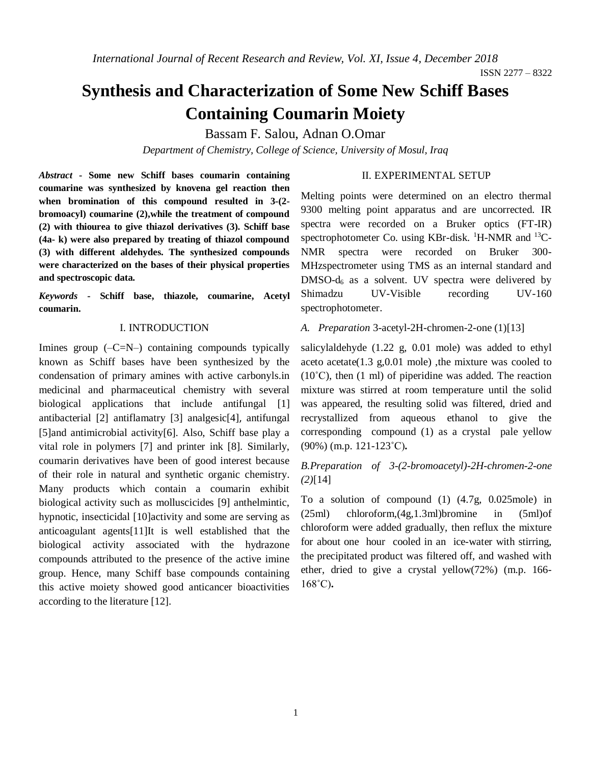# Synthesis and Characterization of Some New Schiff Bases Containing Coumarin Moiety

Bassam F. Salou, Adnan O.Omar

*Department of Chemistry, College of Science, University of Mosul, Iraq*

***Abstract* - Some new Schiff bases coumarin containing coumarine was synthesized by knovena gel reaction then when bromination of this compound resulted in 3-(2-bromoacyl) coumarine (2),while the treatment of compound (2) with thiourea to give thiazol derivatives (3). Schiff base (4a- k) were also prepared by treating of thiazol compound (3) with different aldehydes. The synthesized compounds were characterized on the bases of their physical properties and spectroscopic data.**

***Keywords* - Schiff base, thiazole, coumarine, Acetyl coumarin.**

## I. INTRODUCTION

Imines group (–C=N–) containing compounds typically known as Schiff bases have been synthesized by the condensation of primary amines with active carbonyls.in medicinal and pharmaceutical chemistry with several biological applications that include antifungal [1] antibacterial [2] antiflamatry [3] analgesic[4], antifungal [5]and antimicrobial activity[6]. Also, Schiff base play a vital role in polymers [7] and printer ink [8]. Similarly, coumarin derivatives have been of good interest because of their role in natural and synthetic organic chemistry. Many products which contain a coumarin exhibit biological activity such as molluscicides [9] anthelmintic, hypnotic, insecticidal [10]activity and some are serving as anticoagulant agents[11]It is well established that the biological activity associated with the hydrazone compounds attributed to the presence of the active imine group. Hence, many Schiff base compounds containing this active moiety showed good anticancer bioactivities according to the literature [12].

## II. EXPERIMENTAL SETUP

Melting points were determined on an electro thermal 9300 melting point apparatus and are uncorrected. IR spectra were recorded on a Bruker optics (FT-IR) spectrophotometer Co. using KBr-disk. $^{1}$H-NMR and $^{13}$C-NMR spectra were recorded on Bruker 300-MHzspectrometer using TMS as an internal standard and DMSO-$d_6$ as a solvent. UV spectra were delivered by Shimadzu UV-Visible recording UV-160 spectrophotometer.

### *A. Preparation* 3-acetyl-2H-chromen-2-one (1)[13]

salicylaldehyde (1.22 g, 0.01 mole) was added to ethyl aceto acetate(1.3 g,0.01 mole) ,the mixture was cooled to (10˚C), then (1 ml) of piperidine was added. The reaction mixture was stirred at room temperature until the solid was appeared, the resulting solid was filtered, dried and recrystallized from aqueous ethanol to give the corresponding compound (1) as a crystal pale yellow (90%) (m.p. 121-123˚C)**.**

### *B.Preparation of 3-(2-bromoacetyl)-2H-chromen-2-one (2)*[14]

To a solution of compound (1) (4.7g, 0.025mole) in (25ml) chloroform,(4g,1.3ml)bromine in (5ml)of chloroform were added gradually, then reflux the mixture for about one hour cooled in an ice-water with stirring, the precipitated product was filtered off, and washed with ether, dried to give a crystal yellow(72%) (m.p. 166-168˚C)**.**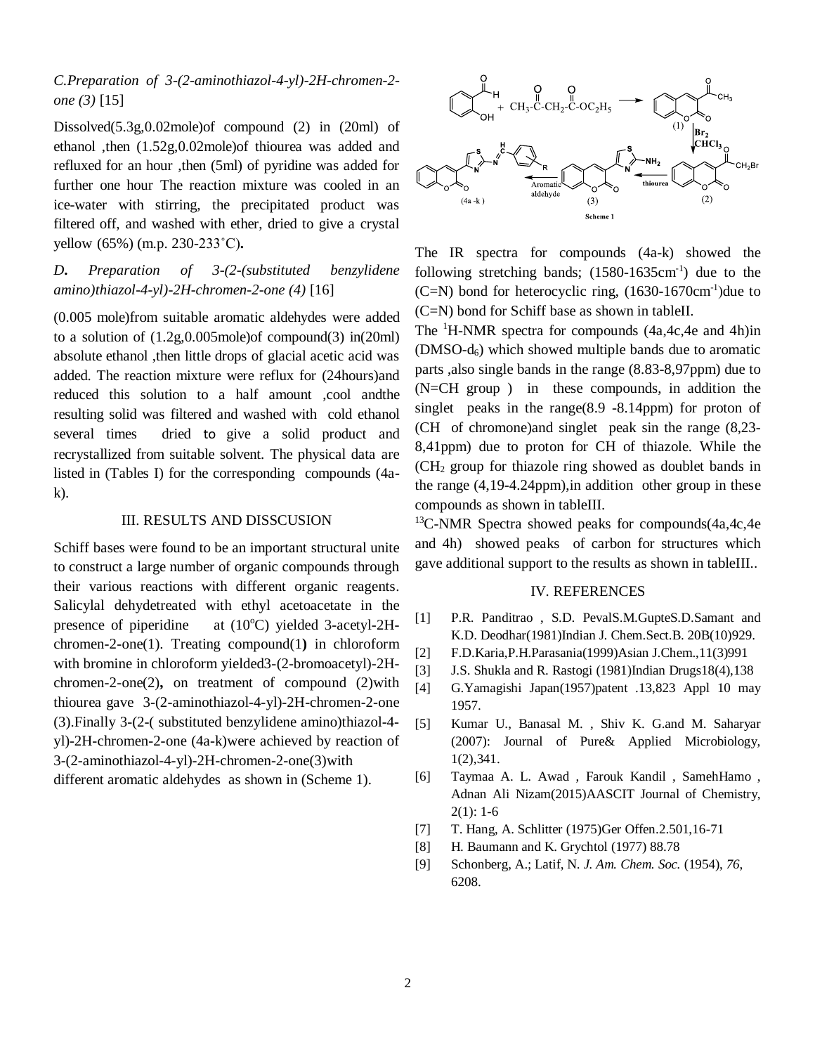*C. Preparation of 3-(2-aminothiazol-4-yl)-2H-chromen-2-one (3)* [15]

Dissolved(5.3g,0.02mole)of compound (2) in (20ml) of ethanol ,then (1.52g,0.02mole)of thiourea was added and refluxed for an hour ,then (5ml) of pyridine was added for further one hour The reaction mixture was cooled in an ice-water with stirring, the precipitated product was filtered off, and washed with ether, dried to give a crystal yellow (65%) (m.p. 230-233˚C)**.**

*D. Preparation of 3-(2-(substituted benzylidene amino)thiazol-4-yl)-2H-chromen-2-one (4)* [16]

(0.005 mole)from suitable aromatic aldehydes were added to a solution of (1.2g,0.005mole)of compound(3) in(20ml) absolute ethanol ,then little drops of glacial acetic acid was added. The reaction mixture were reflux for (24hours)and reduced this solution to a half amount ,cool andthe resulting solid was filtered and washed with cold ethanol several times dried to give a solid product and recrystallized from suitable solvent. The physical data are listed in (Tables I) for the corresponding compounds (4a-k).

## III. RESULTS AND DISSCUSION

Schiff bases were found to be an important structural unite to construct a large number of organic compounds through their various reactions with different organic reagents. Salicylal dehydetreated with ethyl acetoacetate in the presence of piperidine at (10$^{o}$C) yielded 3-acetyl-2H-chromen-2-one(1). Treating compound(1**)** in chloroform with bromine in chloroform yielded3-(2-bromoacetyl)-2H-chromen-2-one(2)**,** on treatment of compound (2)with thiourea gave 3-(2-aminothiazol-4-yl)-2H-chromen-2-one (3).Finally 3-(2-( substituted benzylidene amino)thiazol-4-yl)-2H-chromen-2-one (4a-k)were achieved by reaction of 3-(2-aminothiazol-4-yl)-2H-chromen-2-one(3)with different aromatic aldehydes as shown in (Scheme 1).

Scheme 1

The IR spectra for compounds (4a-k) showed the following stretching bands; (1580-1635cm$^{-1}$) due to the (C=N) bond for heterocyclic ring, (1630-1670cm$^{-1}$)due to (C=N) bond for Schiff base as shown in tableII.

The $^{1}$H-NMR spectra for compounds (4a,4c,4e and 4h)in (DMSO-d$_6$) which showed multiple bands due to aromatic parts ,also single bands in the range (8.83-8,97ppm) due to (N=CH group ) in these compounds, in addition the singlet peaks in the range(8.9 -8.14ppm) for proton of (CH of chromone)and singlet peak sin the range (8,23-8,41ppm) due to proton for CH of thiazole. While the (CH$_2$ group for thiazole ring showed as doublet bands in the range (4,19-4.24ppm),in addition other group in these compounds as shown in tableIII.

$^{13}$C-NMR Spectra showed peaks for compounds(4a,4c,4e and 4h) showed peaks of carbon for structures which gave additional support to the results as shown in tableIII..

## IV. REFERENCES

[1] P.R. Panditrao , S.D. PevalS.M.GupteS.D.Samant and K.D. Deodhar(1981)Indian J. Chem.Sect.B. 20B(10)929.

[2] F.D.Karia,P.H.Parasania(1999)Asian J.Chem.,11(3)991

[3] J.S. Shukla and R. Rastogi (1981)Indian Drugs18(4),138

[4] G.Yamagishi Japan(1957)patent .13,823 Appl 10 may 1957.

[5] Kumar U., Banasal M. , Shiv K. G.and M. Saharyar (2007): Journal of Pure& Applied Microbiology, 1(2),341.

[6] Taymaa A. L. Awad , Farouk Kandil , SamehHamo , Adnan Ali Nizam(2015)AASCIT Journal of Chemistry, 2(1): 1-6

[7] T. Hang, A. Schlitter (1975)Ger Offen.2.501,16-71

[8] H. Baumann and K. Grychtol (1977) 88.78

[9] Schonberg, A.; Latif, N. *J. Am. Chem. Soc.* (1954), *76*, 6208.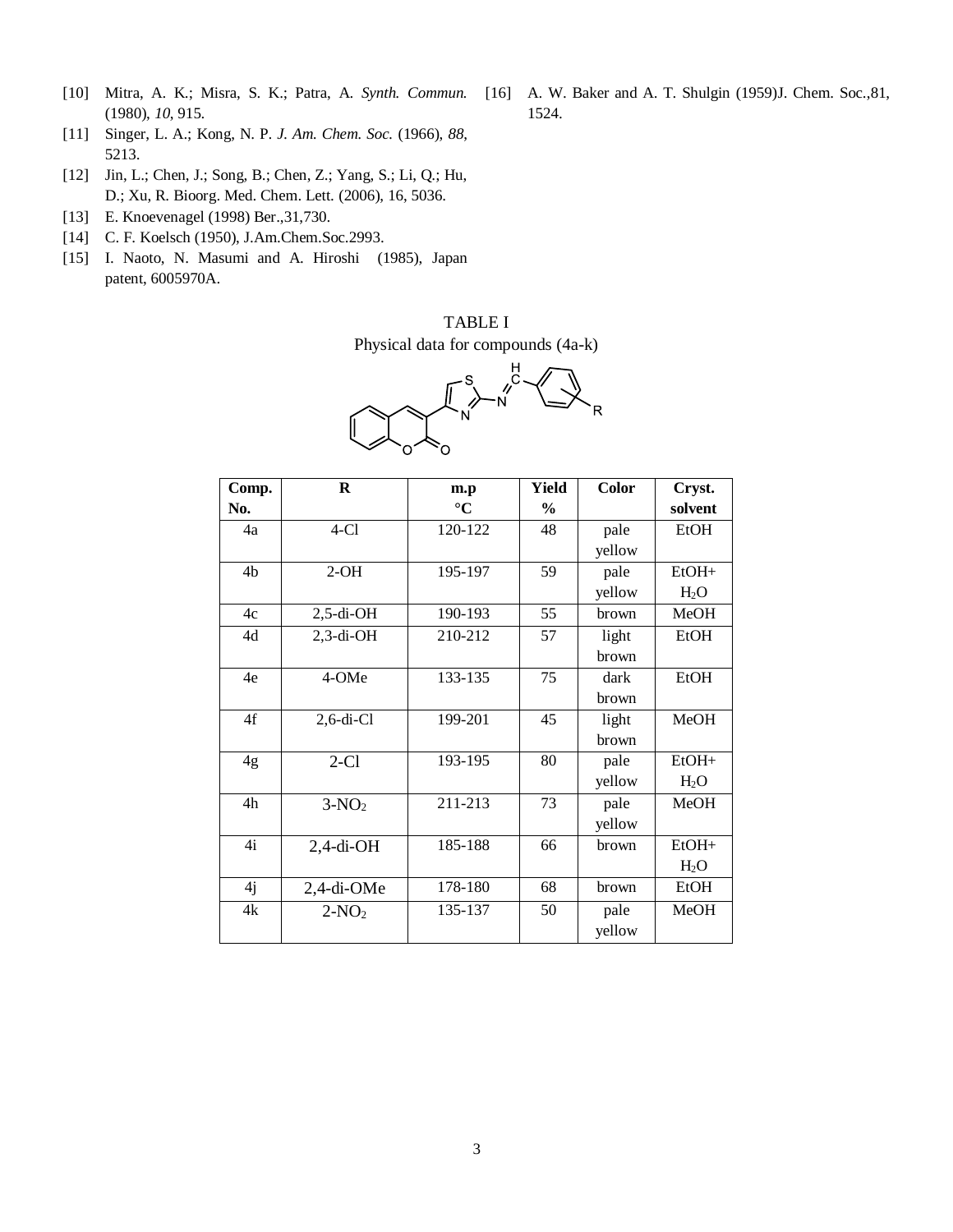[10] Mitra, A. K.; Misra, S. K.; Patra, A. *Synth. Commun.* (1980), *10*, 915.

[11] Singer, L. A.; Kong, N. P. *J. Am. Chem. Soc.* (1966), *88*, 5213.

[12] Jin, L.; Chen, J.; Song, B.; Chen, Z.; Yang, S.; Li, Q.; Hu, D.; Xu, R. Bioorg. Med. Chem. Lett. (2006), 16, 5036.

[13] E. Knoevenagel (1998) Ber.,31,730.

[14] C. F. Koelsch (1950), J.Am.Chem.Soc.2993.

[15] I. Naoto, N. Masumi and A. Hiroshi (1985), Japan patent, 6005970A.

[16] A. W. Baker and A. T. Shulgin (1959)J. Chem. Soc.,81, 1524.

TABLE I

Physical data for compounds (4a-k)

| Comp. No. | R | m.p °C | Yield % | Color | Cryst. solvent |
|---|---|---|---|---|---|
| 4a | 4-Cl | 120-122 | 48 | pale yellow | EtOH |
| 4b | 2-OH | 195-197 | 59 | pale yellow | EtOH+ $H_2O$ |
| 4c | 2,5-di-OH | 190-193 | 55 | brown | MeOH |
| 4d | 2,3-di-OH | 210-212 | 57 | light brown | EtOH |
| 4e | 4-OMe | 133-135 | 75 | dark brown | EtOH |
| 4f | 2,6-di-Cl | 199-201 | 45 | light brown | MeOH |
| 4g | 2-Cl | 193-195 | 80 | pale yellow | EtOH+ $H_2O$ |
| 4h | 3-$NO_2$ | 211-213 | 73 | pale yellow | MeOH |
| 4i | 2,4-di-OH | 185-188 | 66 | brown | EtOH+ $H_2O$ |
| 4j | 2,4-di-OMe | 178-180 | 68 | brown | EtOH |
| 4k | 2-$NO_2$ | 135-137 | 50 | pale yellow | MeOH |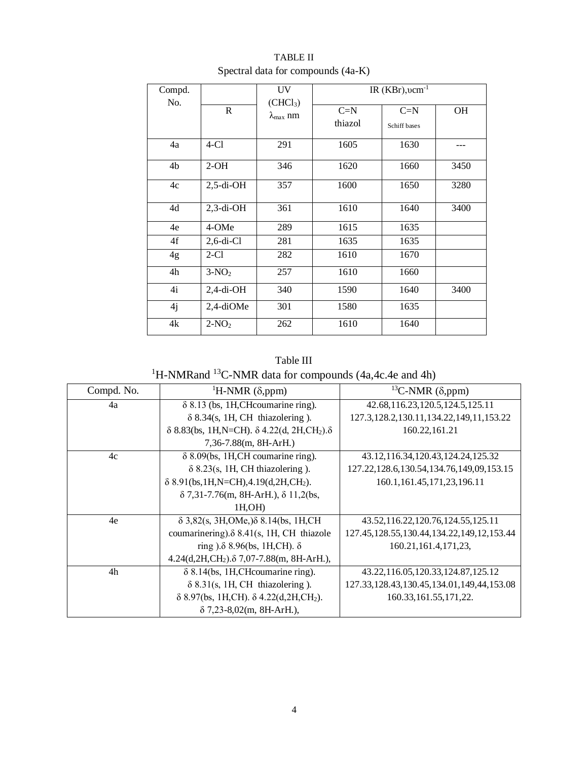TABLE II

Spectral data for compounds (4a-K)

| Compd. No. | R | UV ($CHCl_3$) $\lambda_{max}$ nm | IR (KBr),$\upsilon$cm$^{-1}$ | | |
|---|---|---|---|---|---|
| | | | C=N thiazol | C=N Schiff bases | OH |
| 4a | 4-Cl | 291 | 1605 | 1630 | --- |
| 4b | 2-OH | 346 | 1620 | 1660 | 3450 |
| 4c | 2,5-di-OH | 357 | 1600 | 1650 | 3280 |
| 4d | 2,3-di-OH | 361 | 1610 | 1640 | 3400 |
| 4e | 4-OMe | 289 | 1615 | 1635 | |
| 4f | 2,6-di-Cl | 281 | 1635 | 1635 | |
| 4g | 2-Cl | 282 | 1610 | 1670 | |
| 4h | 3-$NO_2$ | 257 | 1610 | 1660 | |
| 4i | 2,4-di-OH | 340 | 1590 | 1640 | 3400 |
| 4j | 2,4-diOMe | 301 | 1580 | 1635 | |
| 4k | 2-$NO_2$ | 262 | 1610 | 1640 | |

Table III

$^1$H-NMRand $^{13}$C-NMR data for compounds (4a,4c.4e and 4h)

| Compd. No. | $^1$H-NMR ($\delta$,ppm) | $^{13}$C-NMR ($\delta$,ppm) |
|---|---|---|
| 4a | $\delta$ 8.13 (bs, 1H,CHcoumarine ring). $\delta$ 8.34(s, 1H, CH thiazolering ). $\delta$ 8.83(bs, 1H,N=CH). $\delta$ 4.22(d, 2H,$CH_2$).$\delta$ 7,36-7.88(m, 8H-ArH.) | 42.68,116.23,120.5,124.5,125.11 127.3,128.2,130.11,134.22,149,11,153.22 160.22,161.21 |
| 4c | $\delta$ 8.09(bs, 1H,CH coumarine ring). $\delta$ 8.23(s, 1H, CH thiazolering ). $\delta$ 8.91(bs,1H,N=CH),4.19(d,2H,$CH_2$). $\delta$ 7,31-7.76(m, 8H-ArH.), $\delta$ 11,2(bs, 1H,OH) | 43.12,116.34,120.43,124.24,125.32 127.22,128.6,130.54,134.76,149,09,153.15 160.1,161.45,171,23,196.11 |
| 4e | $\delta$ 3,82(s, 3H,OMe,)$\delta$ 8.14(bs, 1H,CH coumarinering).$\delta$ 8.41(s, 1H, CH thiazole ring ).$\delta$ 8.96(bs, 1H,CH). $\delta$ 4.24(d,2H,$CH_2$).$\delta$ 7,07-7.88(m, 8H-ArH.), | 43.52,116.22,120.76,124.55,125.11 127.45,128.55,130.44,134.22,149,12,153.44 160.21,161.4,171,23, |
| 4h | $\delta$ 8.14(bs, 1H,CHcoumarine ring). $\delta$ 8.31(s, 1H, CH thiazolering ). $\delta$ 8.97(bs, 1H,CH). $\delta$ 4.22(d,2H,$CH_2$). $\delta$ 7,23-8,02(m, 8H-ArH.), | 43.22,116.05,120.33,124.87,125.12 127.33,128.43,130.45,134.01,149,44,153.08 160.33,161.55,171,22. |